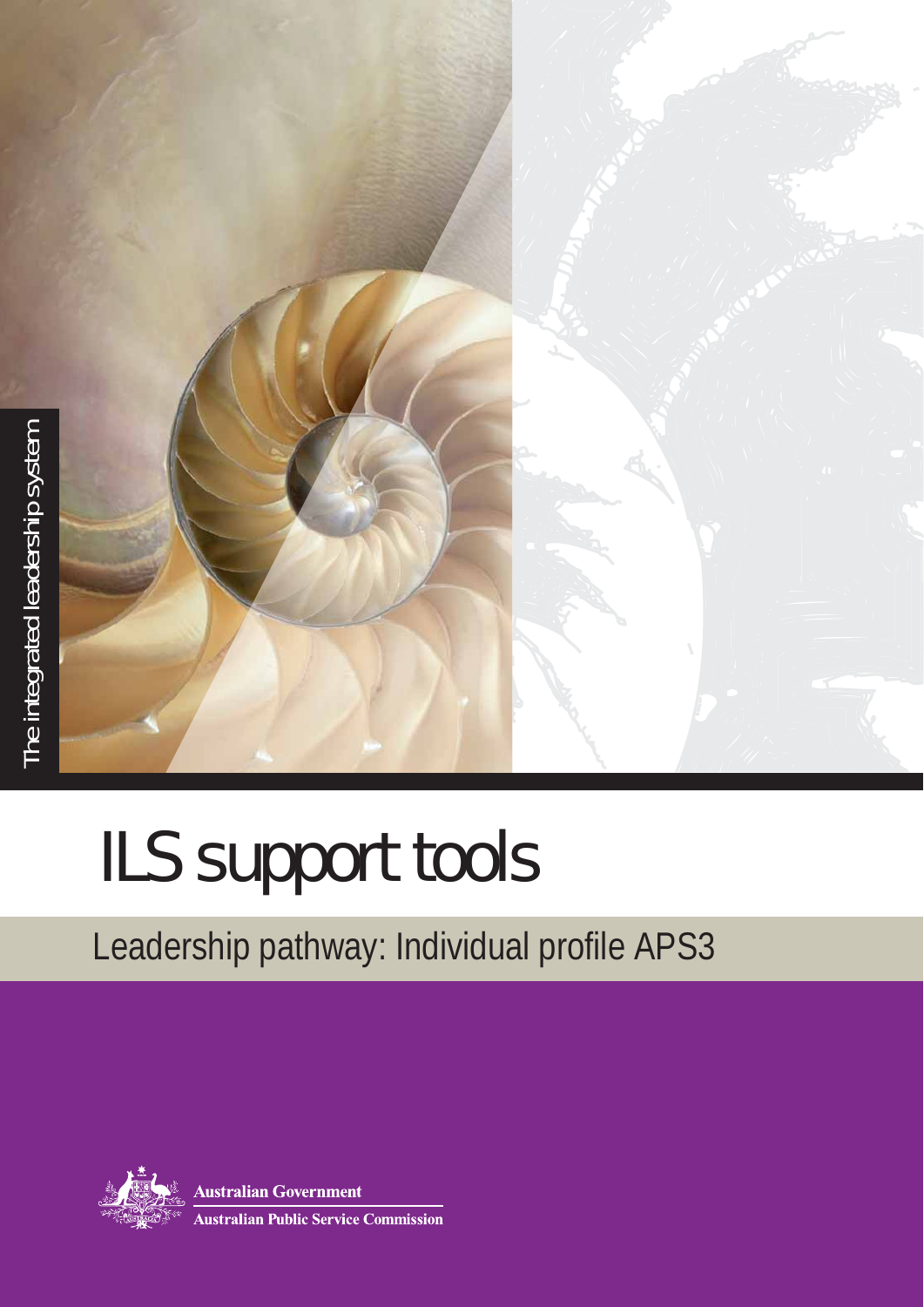The integrated leadership system

# ILS support tools

## Leadership pathway: Individual profile APS3

Australian Government

Australian Public Service Commission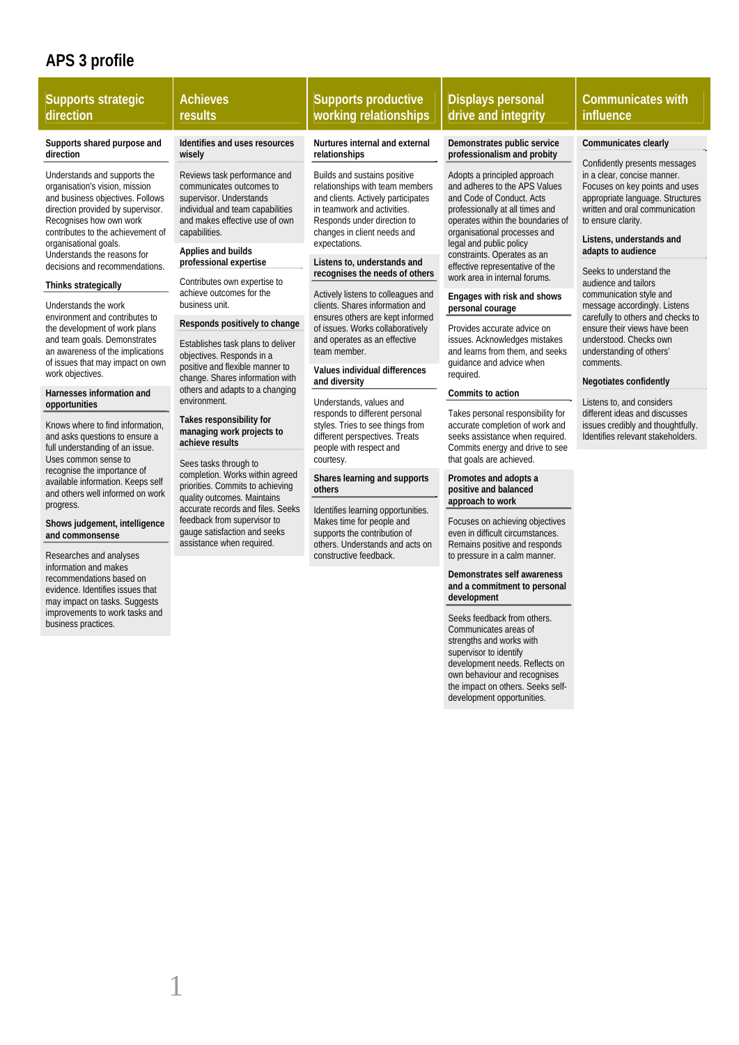# APS 3 profile

## Supports strategic direction

### Supports shared purpose and direction

Understands and supports the organisation's vision, mission and business objectives. Follows direction provided by supervisor. Recognises how own work contributes to the achievement of organisational goals. Understands the reasons for decisions and recommendations.

### Thinks strategically

Understands the work environment and contributes to the development of work plans and team goals. Demonstrates an awareness of the implications of issues that may impact on own work objectives.

### Harnesses information and opportunities

Knows where to find information, and asks questions to ensure a full understanding of an issue. Uses common sense to recognise the importance of available information. Keeps self and others well informed on work progress.

### Shows judgement, intelligence and commonsense

Researches and analyses information and makes recommendations based on evidence. Identifies issues that may impact on tasks. Suggests improvements to work tasks and business practices.

## Achieves results

### Identifies and uses resources wisely

Reviews task performance and communicates outcomes to supervisor. Understands individual and team capabilities and makes effective use of own capabilities.

### Applies and builds professional expertise

Contributes own expertise to achieve outcomes for the business unit.

### Responds positively to change

Establishes task plans to deliver objectives. Responds in a positive and flexible manner to change. Shares information with others and adapts to a changing environment.

### Takes responsibility for managing work projects to achieve results

Sees tasks through to completion. Works within agreed priorities. Commits to achieving quality outcomes. Maintains accurate records and files. Seeks feedback from supervisor to gauge satisfaction and seeks assistance when required.

## Supports productive working relationships

### Nurtures internal and external relationships

Builds and sustains positive relationships with team members and clients. Actively participates in teamwork and activities. Responds under direction to changes in client needs and expectations.

### Listens to, understands and recognises the needs of others

Actively listens to colleagues and clients. Shares information and ensures others are kept informed of issues. Works collaboratively and operates as an effective team member.

### Values individual differences and diversity

Understands, values and responds to different personal styles. Tries to see things from different perspectives. Treats people with respect and courtesy.

### Shares learning and supports others

Identifies learning opportunities. Makes time for people and supports the contribution of others. Understands and acts on constructive feedback.

## Displays personal drive and integrity

### Demonstrates public service professionalism and probity

Adopts a principled approach and adheres to the APS Values and Code of Conduct. Acts professionally at all times and operates within the boundaries of organisational processes and legal and public policy constraints. Operates as an effective representative of the work area in internal forums.

### Engages with risk and shows personal courage

Provides accurate advice on issues. Acknowledges mistakes and learns from them, and seeks guidance and advice when required.

### Commits to action

Takes personal responsibility for accurate completion of work and seeks assistance when required. Commits energy and drive to see that goals are achieved.

### Promotes and adopts a positive and balanced approach to work

Focuses on achieving objectives even in difficult circumstances. Remains positive and responds to pressure in a calm manner.

### Demonstrates self awareness and a commitment to personal development

Seeks feedback from others. Communicates areas of strengths and works with supervisor to identify development needs. Reflects on own behaviour and recognises the impact on others. Seeks self-development opportunities.

## Communicates with influence

### Communicates clearly

Confidently presents messages in a clear, concise manner. Focuses on key points and uses appropriate language. Structures written and oral communication to ensure clarity.

### Listens, understands and adapts to audience

Seeks to understand the audience and tailors communication style and message accordingly. Listens carefully to others and checks to ensure their views have been understood. Checks own understanding of others' comments.

### Negotiates confidently

Listens to, and considers different ideas and discusses issues credibly and thoughtfully. Identifies relevant stakeholders.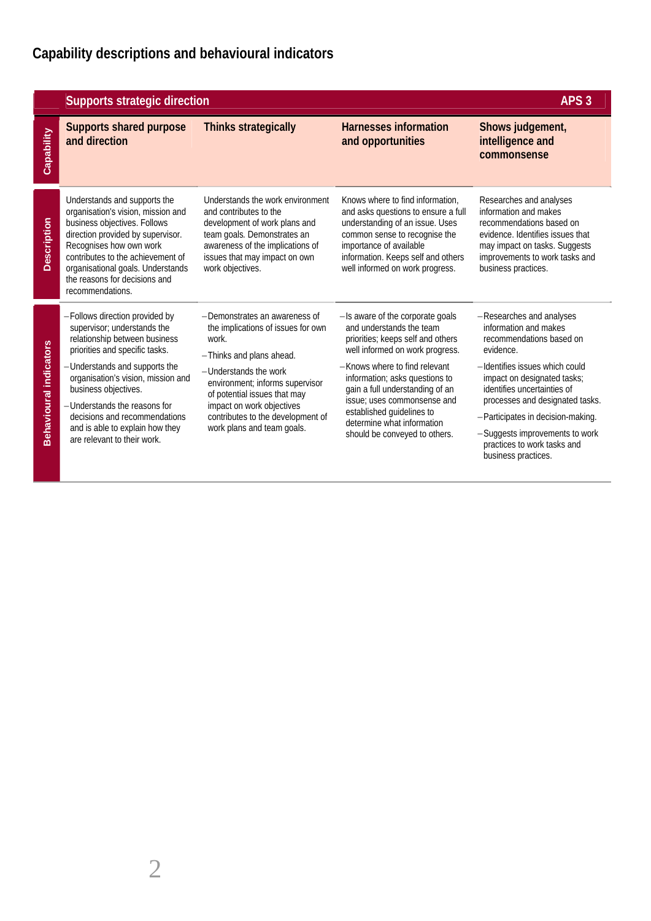## Capability descriptions and behavioural indicators

| Supports strategic direction | | | | APS 3 |
|---|---|---|---|---|
| **Capability** | **Supports shared purpose and direction** | **Thinks strategically** | **Harnesses information and opportunities** | **Shows judgement, intelligence and commonsense** |
| **Description** | Understands and supports the organisation's vision, mission and business objectives. Follows direction provided by supervisor. Recognises how own work contributes to the achievement of organisational goals. Understands the reasons for decisions and recommendations. | Understands the work environment and contributes to the development of work plans and team goals. Demonstrates an awareness of the implications of issues that may impact on own work objectives. | Knows where to find information, and asks questions to ensure a full understanding of an issue. Uses common sense to recognise the importance of available information. Keeps self and others well informed on work progress. | Researches and analyses information and makes recommendations based on evidence. Identifies issues that may impact on tasks. Suggests improvements to work tasks and business practices. |
| **Behavioural indicators** | – Follows direction provided by supervisor; understands the relationship between business priorities and specific tasks.<br>– Understands and supports the organisation's vision, mission and business objectives.<br>– Understands the reasons for decisions and recommendations and is able to explain how they are relevant to their work. | – Demonstrates an awareness of the implications of issues for own work.<br>– Thinks and plans ahead.<br>– Understands the work environment; informs supervisor of potential issues that may impact on work objectives contributes to the development of work plans and team goals. | – Is aware of the corporate goals and understands the team priorities; keeps self and others well informed on work progress.<br>– Knows where to find relevant information; asks questions to gain a full understanding of an issue; uses commonsense and established guidelines to determine what information should be conveyed to others. | – Researches and analyses information and makes recommendations based on evidence.<br>– Identifies issues which could impact on designated tasks; identifies uncertainties of processes and designated tasks.<br>– Participates in decision-making.<br>– Suggests improvements to work practices to work tasks and business practices. |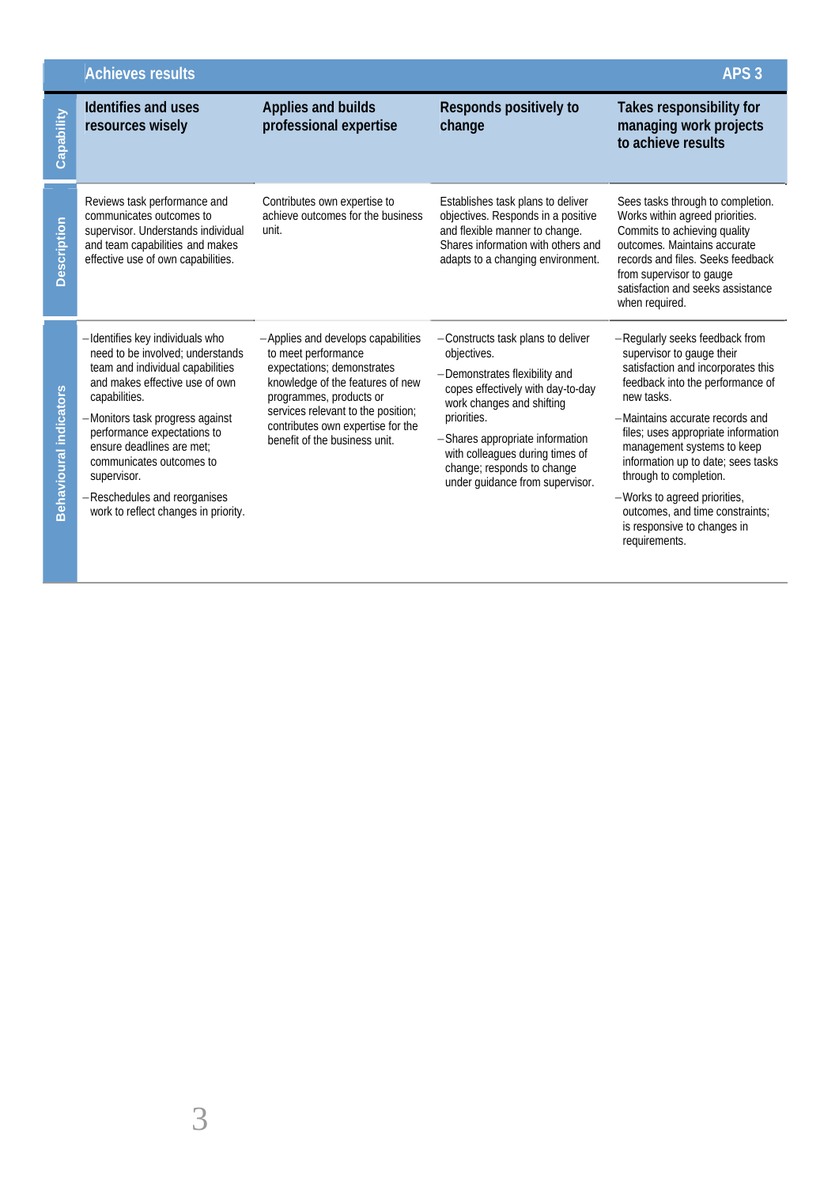| Achieves results | | | | APS 3 |
|---|---|---|---|---|
| **Capability** | **Identifies and uses resources wisely** | **Applies and builds professional expertise** | **Responds positively to change** | **Takes responsibility for managing work projects to achieve results** |
| **Description** | Reviews task performance and communicates outcomes to supervisor. Understands individual and team capabilities and makes effective use of own capabilities. | Contributes own expertise to achieve outcomes for the business unit. | Establishes task plans to deliver objectives. Responds in a positive and flexible manner to change. Shares information with others and adapts to a changing environment. | Sees tasks through to completion. Works within agreed priorities. Commits to achieving quality outcomes. Maintains accurate records and files. Seeks feedback from supervisor to gauge satisfaction and seeks assistance when required. |
| **Behavioural indicators** | – Identifies key individuals who need to be involved; understands team and individual capabilities and makes effective use of own capabilities.<br>– Monitors task progress against performance expectations to ensure deadlines are met; communicates outcomes to supervisor.<br>– Reschedules and reorganises work to reflect changes in priority. | – Applies and develops capabilities to meet performance expectations; demonstrates knowledge of the features of new programmes, products or services relevant to the position; contributes own expertise for the benefit of the business unit. | – Constructs task plans to deliver objectives.<br>– Demonstrates flexibility and copes effectively with day-to-day work changes and shifting priorities.<br>– Shares appropriate information with colleagues during times of change; responds to change under guidance from supervisor. | – Regularly seeks feedback from supervisor to gauge their satisfaction and incorporates this feedback into the performance of new tasks.<br>– Maintains accurate records and files; uses appropriate information management systems to keep information up to date; sees tasks through to completion.<br>– Works to agreed priorities, outcomes, and time constraints; is responsive to changes in requirements. |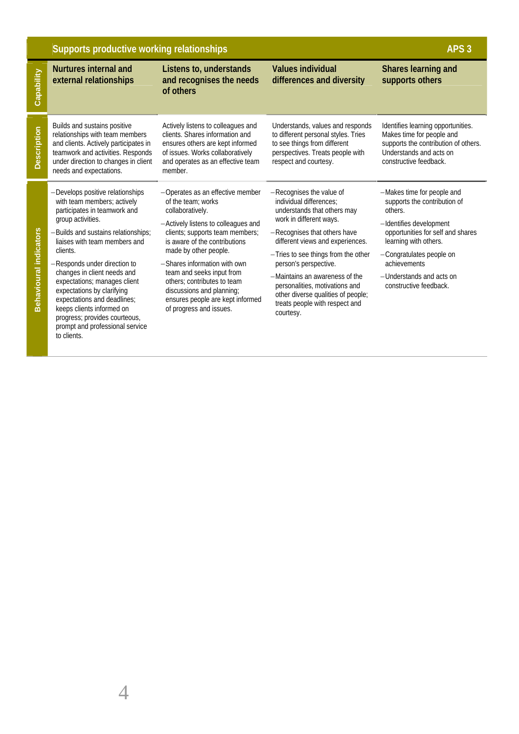## Supports productive working relationships — APS 3

| | Nurtures internal and external relationships | Listens to, understands and recognises the needs of others | Values individual differences and diversity | Shares learning and supports others |
|---|---|---|---|---|
| **Description** | Builds and sustains positive relationships with team members and clients. Actively participates in teamwork and activities. Responds under direction to changes in client needs and expectations. | Actively listens to colleagues and clients. Shares information and ensures others are kept informed of issues. Works collaboratively and operates as an effective team member. | Understands, values and responds to different personal styles. Tries to see things from different perspectives. Treats people with respect and courtesy. | Identifies learning opportunities. Makes time for people and supports the contribution of others. Understands and acts on constructive feedback. |
| **Behavioural indicators** | – Develops positive relationships with team members; actively participates in teamwork and group activities.<br>– Builds and sustains relationships; liaises with team members and clients.<br>– Responds under direction to changes in client needs and expectations; manages client expectations by clarifying expectations and deadlines; keeps clients informed on progress; provides courteous, prompt and professional service to clients. | – Operates as an effective member of the team; works collaboratively.<br>– Actively listens to colleagues and clients; supports team members; is aware of the contributions made by other people.<br>– Shares information with own team and seeks input from others; contributes to team discussions and planning; ensures people are kept informed of progress and issues. | – Recognises the value of individual differences; understands that others may work in different ways.<br>– Recognises that others have different views and experiences.<br>– Tries to see things from the other person's perspective.<br>– Maintains an awareness of the personalities, motivations and other diverse qualities of people; treats people with respect and courtesy. | – Makes time for people and supports the contribution of others.<br>– Identifies development opportunities for self and shares learning with others.<br>– Congratulates people on achievements<br>– Understands and acts on constructive feedback. |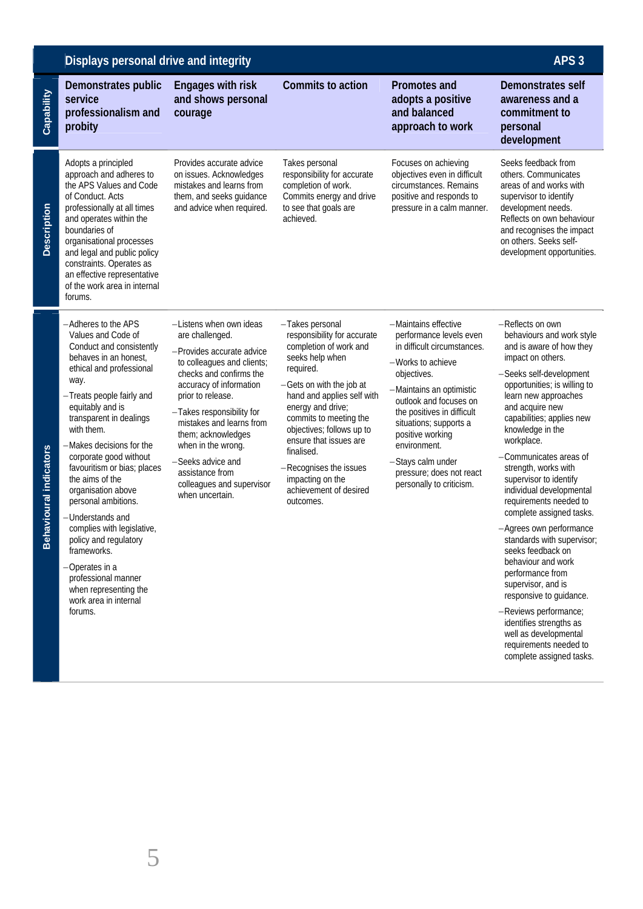## Displays personal drive and integrity — APS 3

| | Demonstrates public service professionalism and probity | Engages with risk and shows personal courage | Commits to action | Promotes and adopts a positive and balanced approach to work | Demonstrates self awareness and a commitment to personal development |
|---|---|---|---|---|---|
| **Description** | Adopts a principled approach and adheres to the APS Values and Code of Conduct. Acts professionally at all times and operates within the boundaries of organisational processes and legal and public policy constraints. Operates as an effective representative of the work area in internal forums. | Provides accurate advice on issues. Acknowledges mistakes and learns from them, and seeks guidance and advice when required. | Takes personal responsibility for accurate completion of work. Commits energy and drive to see that goals are achieved. | Focuses on achieving objectives even in difficult circumstances. Remains positive and responds to pressure in a calm manner. | Seeks feedback from others. Communicates areas of and works with supervisor to identify development needs. Reflects on own behaviour and recognises the impact on others. Seeks self-development opportunities. |
| **Behavioural indicators** | – Adheres to the APS Values and Code of Conduct and consistently behaves in an honest, ethical and professional way.<br>– Treats people fairly and equitably and is transparent in dealings with them.<br>– Makes decisions for the corporate good without favouritism or bias; places the aims of the organisation above personal ambitions.<br>– Understands and complies with legislative, policy and regulatory frameworks.<br>– Operates in a professional manner when representing the work area in internal forums. | – Listens when own ideas are challenged.<br>– Provides accurate advice to colleagues and clients; checks and confirms the accuracy of information prior to release.<br>– Takes responsibility for mistakes and learns from them; acknowledges when in the wrong.<br>– Seeks advice and assistance from colleagues and supervisor when uncertain. | – Takes personal responsibility for accurate completion of work and seeks help when required.<br>– Gets on with the job at hand and applies self with energy and drive; commits to meeting the objectives; follows up to ensure that issues are finalised.<br>– Recognises the issues impacting on the achievement of desired outcomes. | – Maintains effective performance levels even in difficult circumstances.<br>– Works to achieve objectives.<br>– Maintains an optimistic outlook and focuses on the positives in difficult situations; supports a positive working environment.<br>– Stays calm under pressure; does not react personally to criticism. | – Reflects on own behaviours and work style and is aware of how they impact on others.<br>– Seeks self-development opportunities; is willing to learn new approaches and acquire new capabilities; applies new knowledge in the workplace.<br>– Communicates areas of strength, works with supervisor to identify individual developmental requirements needed to complete assigned tasks.<br>– Agrees own performance standards with supervisor; seeks feedback on behaviour and work performance from supervisor, and is responsive to guidance.<br>– Reviews performance; identifies strengths as well as developmental requirements needed to complete assigned tasks. |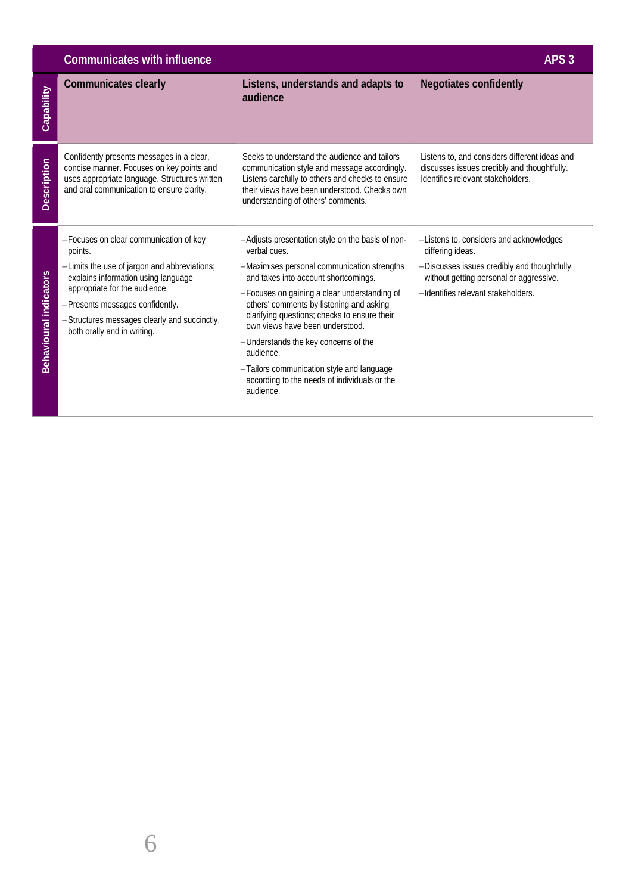| Communicates with influence | | | APS 3 |
| --- | --- | --- | --- |
| **Capability** | **Communicates clearly** | **Listens, understands and adapts to audience** | **Negotiates confidently** |
| **Description** | Confidently presents messages in a clear, concise manner. Focuses on key points and uses appropriate language. Structures written and oral communication to ensure clarity. | Seeks to understand the audience and tailors communication style and message accordingly. Listens carefully to others and checks to ensure their views have been understood. Checks own understanding of others' comments. | Listens to, and considers different ideas and discusses issues credibly and thoughtfully. Identifies relevant stakeholders. |
| **Behavioural indicators** | – Focuses on clear communication of key points.<br>– Limits the use of jargon and abbreviations; explains information using language appropriate for the audience.<br>– Presents messages confidently.<br>– Structures messages clearly and succinctly, both orally and in writing. | – Adjusts presentation style on the basis of non-verbal cues.<br>– Maximises personal communication strengths and takes into account shortcomings.<br>– Focuses on gaining a clear understanding of others' comments by listening and asking clarifying questions; checks to ensure their own views have been understood.<br>– Understands the key concerns of the audience.<br>– Tailors communication style and language according to the needs of individuals or the audience. | – Listens to, considers and acknowledges differing ideas.<br>– Discusses issues credibly and thoughtfully without getting personal or aggressive.<br>– Identifies relevant stakeholders. |